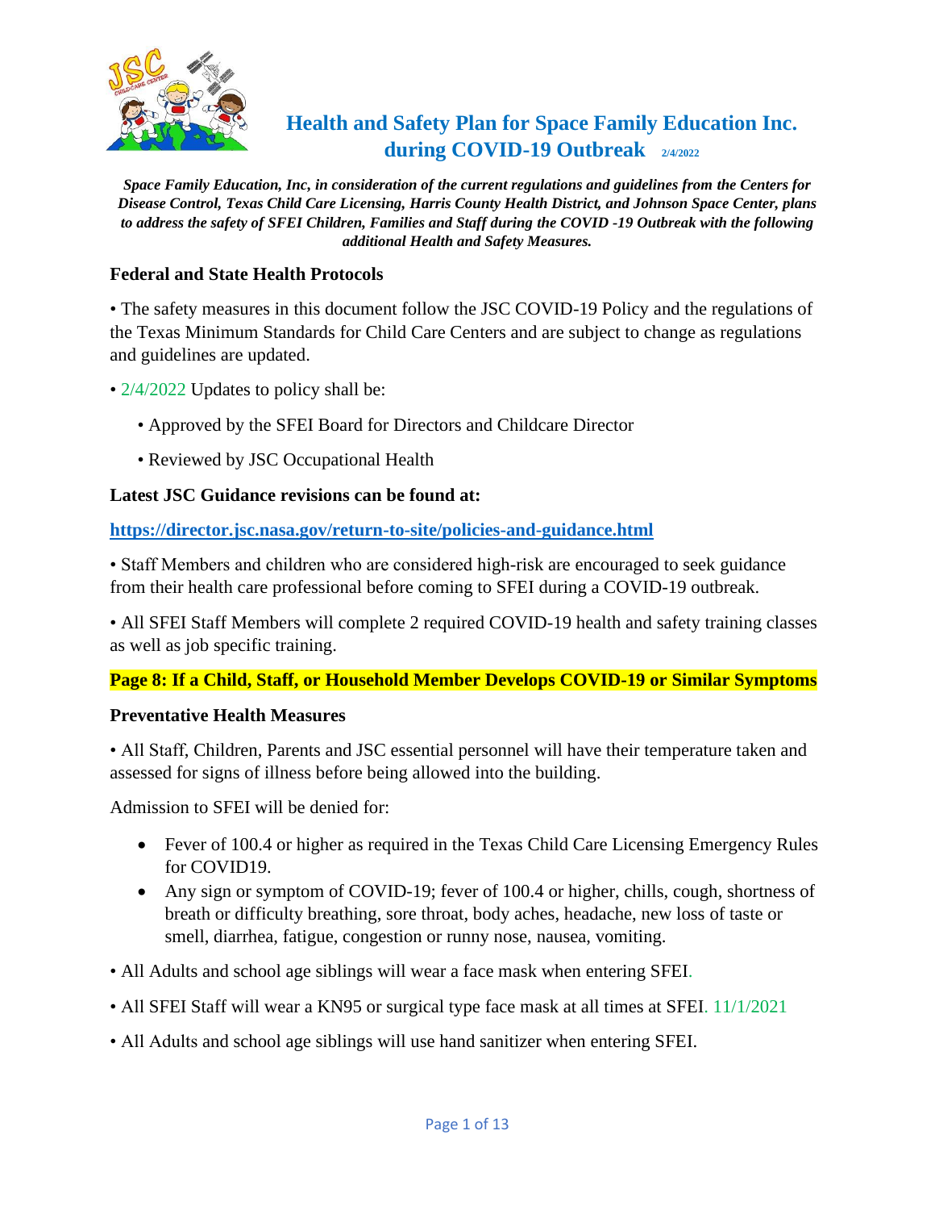# Health and Safety Plan for Space Family Education Inc. during COVID-19 Outbreak 2/4/2022

***Space Family Education, Inc, in consideration of the current regulations and guidelines from the Centers for Disease Control, Texas Child Care Licensing, Harris County Health District, and Johnson Space Center, plans to address the safety of SFEI Children, Families and Staff during the COVID -19 Outbreak with the following additional Health and Safety Measures.***

## Federal and State Health Protocols

• The safety measures in this document follow the JSC COVID-19 Policy and the regulations of the Texas Minimum Standards for Child Care Centers and are subject to change as regulations and guidelines are updated.

• 2/4/2022 Updates to policy shall be:

- • Approved by the SFEI Board for Directors and Childcare Director
- • Reviewed by JSC Occupational Health

**Latest JSC Guidance revisions can be found at:**

**https://director.jsc.nasa.gov/return-to-site/policies-and-guidance.html**

• Staff Members and children who are considered high-risk are encouraged to seek guidance from their health care professional before coming to SFEI during a COVID-19 outbreak.

• All SFEI Staff Members will complete 2 required COVID-19 health and safety training classes as well as job specific training.

**Page 8: If a Child, Staff, or Household Member Develops COVID-19 or Similar Symptoms**

## Preventative Health Measures

• All Staff, Children, Parents and JSC essential personnel will have their temperature taken and assessed for signs of illness before being allowed into the building.

Admission to SFEI will be denied for:

- Fever of 100.4 or higher as required in the Texas Child Care Licensing Emergency Rules for COVID19.
- Any sign or symptom of COVID-19; fever of 100.4 or higher, chills, cough, shortness of breath or difficulty breathing, sore throat, body aches, headache, new loss of taste or smell, diarrhea, fatigue, congestion or runny nose, nausea, vomiting.

• All Adults and school age siblings will wear a face mask when entering SFEI.

• All SFEI Staff will wear a KN95 or surgical type face mask at all times at SFEI. 11/1/2021

• All Adults and school age siblings will use hand sanitizer when entering SFEI.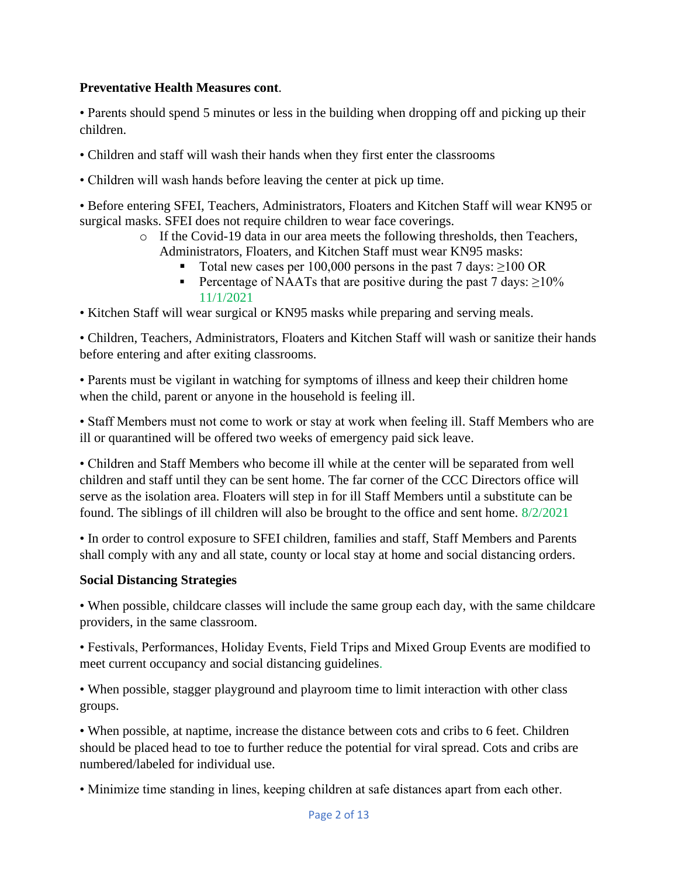**Preventative Health Measures cont**.

- Parents should spend 5 minutes or less in the building when dropping off and picking up their children.
- Children and staff will wash their hands when they first enter the classrooms
- Children will wash hands before leaving the center at pick up time.
- Before entering SFEI, Teachers, Administrators, Floaters and Kitchen Staff will wear KN95 or surgical masks. SFEI does not require children to wear face coverings.
  - If the Covid-19 data in our area meets the following thresholds, then Teachers, Administrators, Floaters, and Kitchen Staff must wear KN95 masks:
    - Total new cases per 100,000 persons in the past 7 days: ≥100 OR
    - Percentage of NAATs that are positive during the past 7 days: ≥10% 11/1/2021
- Kitchen Staff will wear surgical or KN95 masks while preparing and serving meals.
- Children, Teachers, Administrators, Floaters and Kitchen Staff will wash or sanitize their hands before entering and after exiting classrooms.
- Parents must be vigilant in watching for symptoms of illness and keep their children home when the child, parent or anyone in the household is feeling ill.
- Staff Members must not come to work or stay at work when feeling ill. Staff Members who are ill or quarantined will be offered two weeks of emergency paid sick leave.
- Children and Staff Members who become ill while at the center will be separated from well children and staff until they can be sent home. The far corner of the CCC Directors office will serve as the isolation area. Floaters will step in for ill Staff Members until a substitute can be found. The siblings of ill children will also be brought to the office and sent home. 8/2/2021
- In order to control exposure to SFEI children, families and staff, Staff Members and Parents shall comply with any and all state, county or local stay at home and social distancing orders.

**Social Distancing Strategies**

- When possible, childcare classes will include the same group each day, with the same childcare providers, in the same classroom.
- Festivals, Performances, Holiday Events, Field Trips and Mixed Group Events are modified to meet current occupancy and social distancing guidelines.
- When possible, stagger playground and playroom time to limit interaction with other class groups.
- When possible, at naptime, increase the distance between cots and cribs to 6 feet. Children should be placed head to toe to further reduce the potential for viral spread. Cots and cribs are numbered/labeled for individual use.
- Minimize time standing in lines, keeping children at safe distances apart from each other.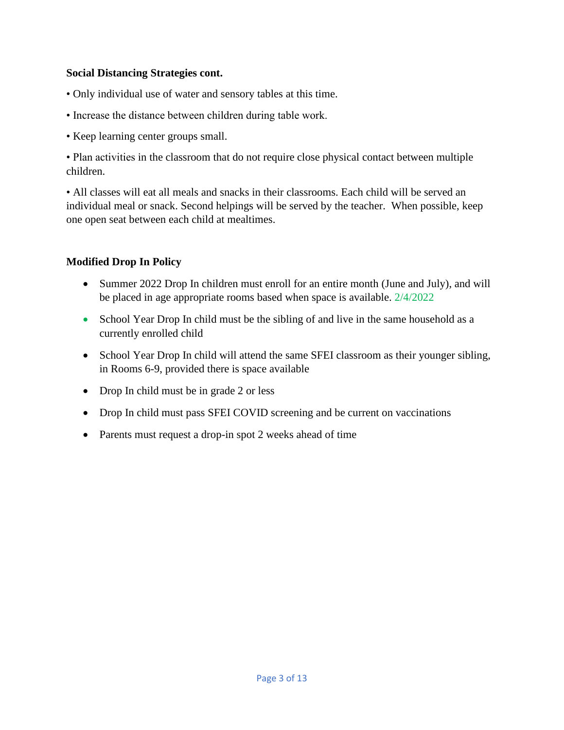**Social Distancing Strategies cont.**

• Only individual use of water and sensory tables at this time.

• Increase the distance between children during table work.

• Keep learning center groups small.

• Plan activities in the classroom that do not require close physical contact between multiple children.

• All classes will eat all meals and snacks in their classrooms. Each child will be served an individual meal or snack. Second helpings will be served by the teacher. When possible, keep one open seat between each child at mealtimes.

**Modified Drop In Policy**

- Summer 2022 Drop In children must enroll for an entire month (June and July), and will be placed in age appropriate rooms based when space is available. 2/4/2022
- School Year Drop In child must be the sibling of and live in the same household as a currently enrolled child
- School Year Drop In child will attend the same SFEI classroom as their younger sibling, in Rooms 6-9, provided there is space available
- Drop In child must be in grade 2 or less
- Drop In child must pass SFEI COVID screening and be current on vaccinations
- Parents must request a drop-in spot 2 weeks ahead of time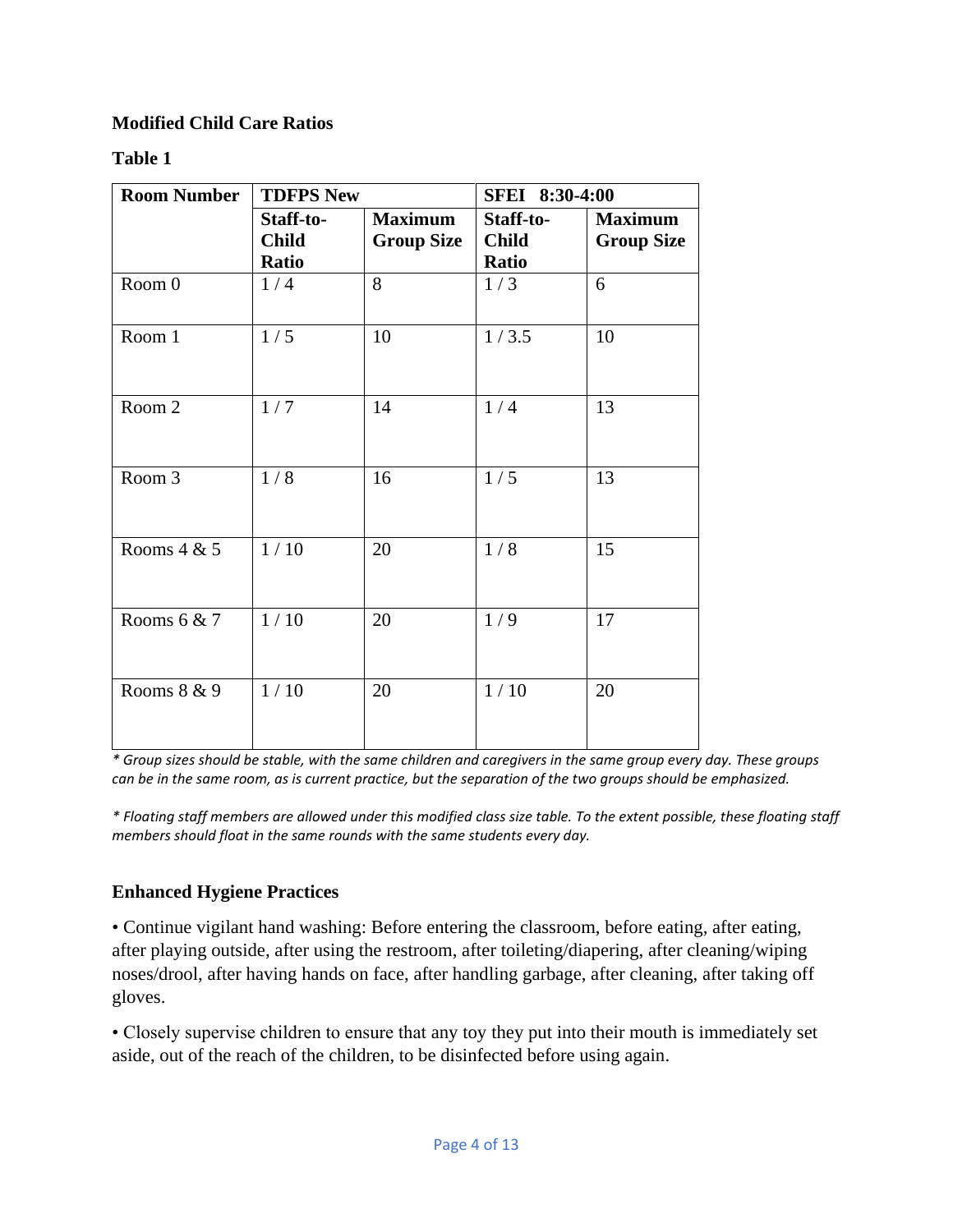**Modified Child Care Ratios**

**Table 1**

| Room Number | TDFPS New | | SFEI 8:30-4:00 | |
|---|---|---|---|---|
| | Staff-to-Child Ratio | Maximum Group Size | Staff-to-Child Ratio | Maximum Group Size |
| Room 0 | 1 / 4 | 8 | 1 / 3 | 6 |
| Room 1 | 1 / 5 | 10 | 1 / 3.5 | 10 |
| Room 2 | 1 / 7 | 14 | 1 / 4 | 13 |
| Room 3 | 1 / 8 | 16 | 1 / 5 | 13 |
| Rooms 4 & 5 | 1 / 10 | 20 | 1 / 8 | 15 |
| Rooms 6 & 7 | 1 / 10 | 20 | 1 / 9 | 17 |
| Rooms 8 & 9 | 1 / 10 | 20 | 1 / 10 | 20 |

*\* Group sizes should be stable, with the same children and caregivers in the same group every day. These groups can be in the same room, as is current practice, but the separation of the two groups should be emphasized.*

*\* Floating staff members are allowed under this modified class size table. To the extent possible, these floating staff members should float in the same rounds with the same students every day.*

**Enhanced Hygiene Practices**

• Continue vigilant hand washing: Before entering the classroom, before eating, after eating, after playing outside, after using the restroom, after toileting/diapering, after cleaning/wiping noses/drool, after having hands on face, after handling garbage, after cleaning, after taking off gloves.

• Closely supervise children to ensure that any toy they put into their mouth is immediately set aside, out of the reach of the children, to be disinfected before using again.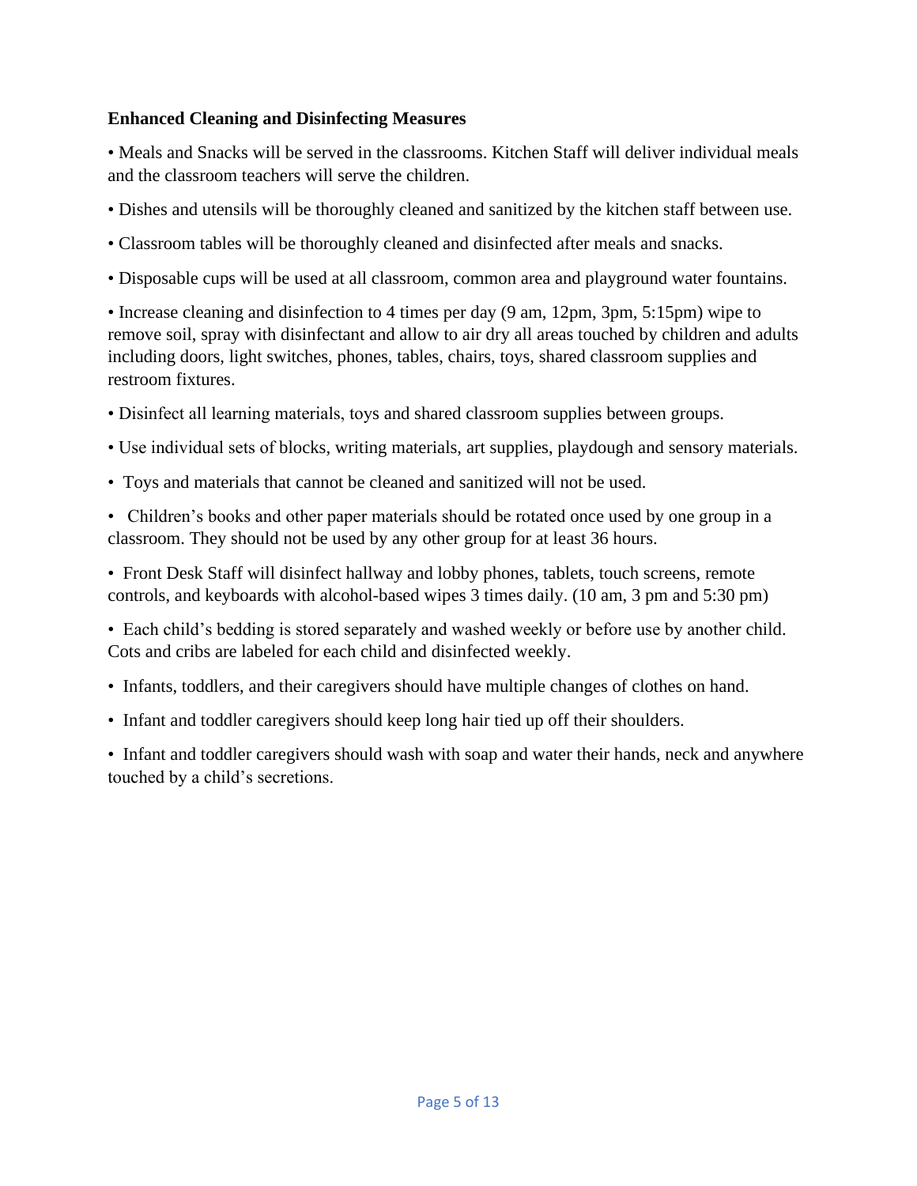**Enhanced Cleaning and Disinfecting Measures**

- Meals and Snacks will be served in the classrooms. Kitchen Staff will deliver individual meals and the classroom teachers will serve the children.
- Dishes and utensils will be thoroughly cleaned and sanitized by the kitchen staff between use.
- Classroom tables will be thoroughly cleaned and disinfected after meals and snacks.
- Disposable cups will be used at all classroom, common area and playground water fountains.
- Increase cleaning and disinfection to 4 times per day (9 am, 12pm, 3pm, 5:15pm) wipe to remove soil, spray with disinfectant and allow to air dry all areas touched by children and adults including doors, light switches, phones, tables, chairs, toys, shared classroom supplies and restroom fixtures.
- Disinfect all learning materials, toys and shared classroom supplies between groups.
- Use individual sets of blocks, writing materials, art supplies, playdough and sensory materials.
- Toys and materials that cannot be cleaned and sanitized will not be used.
- Children's books and other paper materials should be rotated once used by one group in a classroom. They should not be used by any other group for at least 36 hours.
- Front Desk Staff will disinfect hallway and lobby phones, tablets, touch screens, remote controls, and keyboards with alcohol-based wipes 3 times daily. (10 am, 3 pm and 5:30 pm)
- Each child's bedding is stored separately and washed weekly or before use by another child. Cots and cribs are labeled for each child and disinfected weekly.
- Infants, toddlers, and their caregivers should have multiple changes of clothes on hand.
- Infant and toddler caregivers should keep long hair tied up off their shoulders.
- Infant and toddler caregivers should wash with soap and water their hands, neck and anywhere touched by a child's secretions.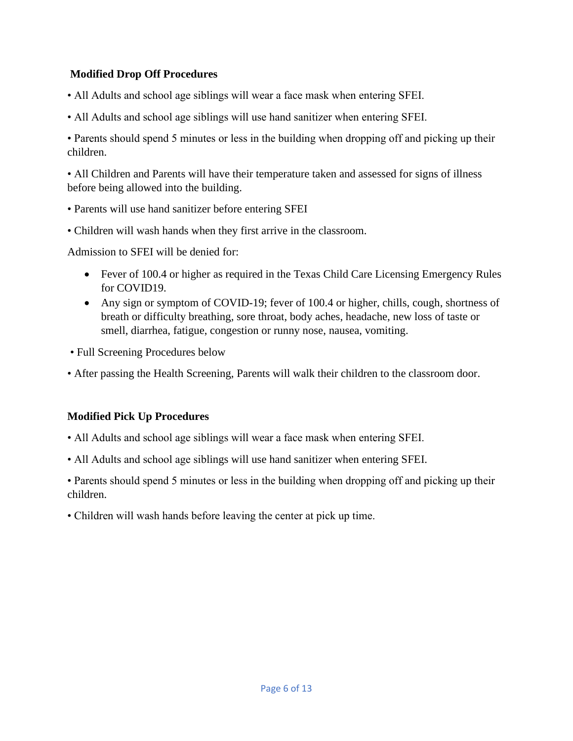**Modified Drop Off Procedures**

• All Adults and school age siblings will wear a face mask when entering SFEI.

• All Adults and school age siblings will use hand sanitizer when entering SFEI.

• Parents should spend 5 minutes or less in the building when dropping off and picking up their children.

• All Children and Parents will have their temperature taken and assessed for signs of illness before being allowed into the building.

• Parents will use hand sanitizer before entering SFEI

• Children will wash hands when they first arrive in the classroom.

Admission to SFEI will be denied for:

- Fever of 100.4 or higher as required in the Texas Child Care Licensing Emergency Rules for COVID19.
- Any sign or symptom of COVID-19; fever of 100.4 or higher, chills, cough, shortness of breath or difficulty breathing, sore throat, body aches, headache, new loss of taste or smell, diarrhea, fatigue, congestion or runny nose, nausea, vomiting.

• Full Screening Procedures below

• After passing the Health Screening, Parents will walk their children to the classroom door.

**Modified Pick Up Procedures**

• All Adults and school age siblings will wear a face mask when entering SFEI.

• All Adults and school age siblings will use hand sanitizer when entering SFEI.

• Parents should spend 5 minutes or less in the building when dropping off and picking up their children.

• Children will wash hands before leaving the center at pick up time.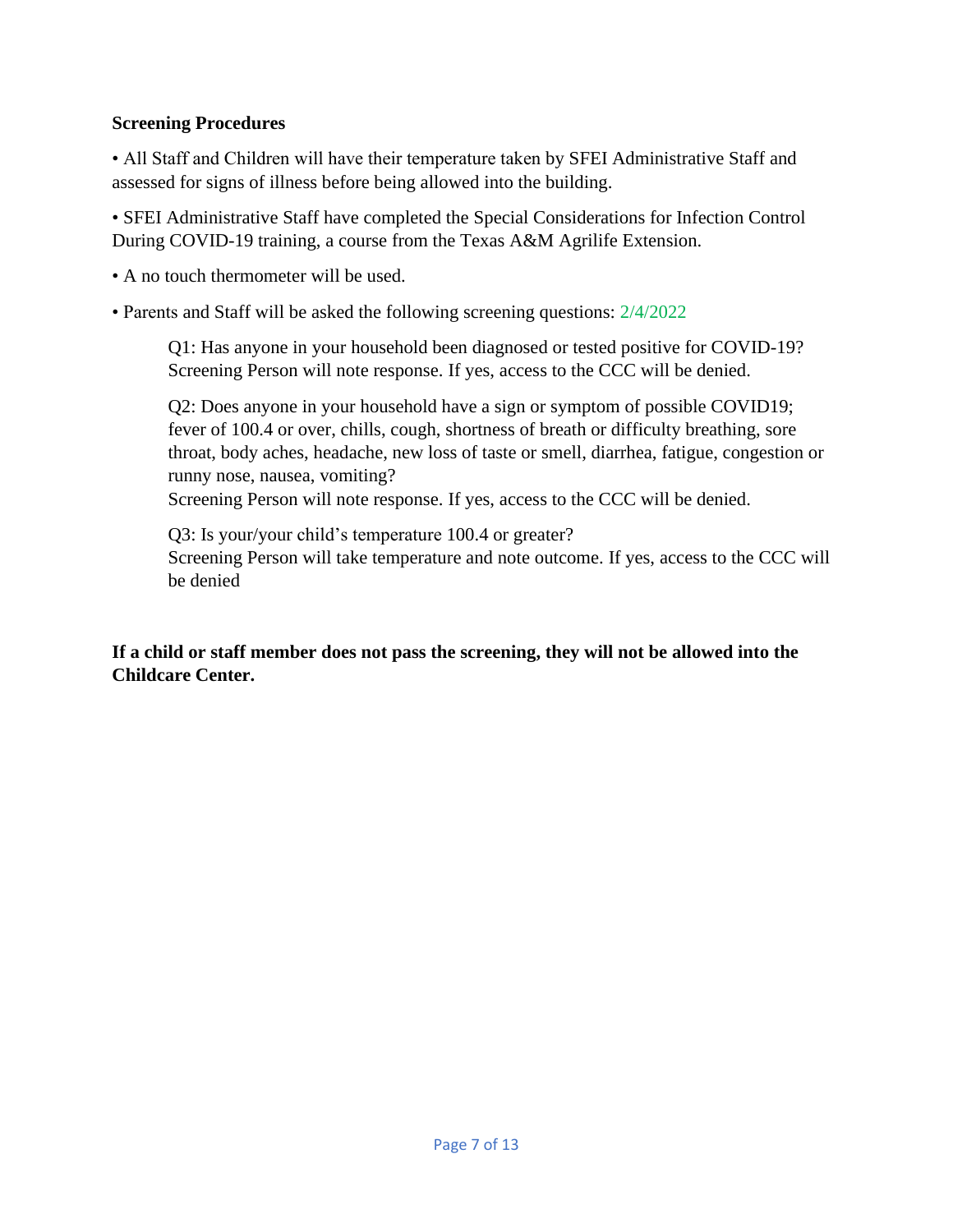**Screening Procedures**

• All Staff and Children will have their temperature taken by SFEI Administrative Staff and assessed for signs of illness before being allowed into the building.

• SFEI Administrative Staff have completed the Special Considerations for Infection Control During COVID-19 training, a course from the Texas A&M Agrilife Extension.

• A no touch thermometer will be used.

• Parents and Staff will be asked the following screening questions: 2/4/2022

> Q1: Has anyone in your household been diagnosed or tested positive for COVID-19? Screening Person will note response. If yes, access to the CCC will be denied.
>
> Q2: Does anyone in your household have a sign or symptom of possible COVID19; fever of 100.4 or over, chills, cough, shortness of breath or difficulty breathing, sore throat, body aches, headache, new loss of taste or smell, diarrhea, fatigue, congestion or runny nose, nausea, vomiting?
> Screening Person will note response. If yes, access to the CCC will be denied.
>
> Q3: Is your/your child's temperature 100.4 or greater?
> Screening Person will take temperature and note outcome. If yes, access to the CCC will be denied

**If a child or staff member does not pass the screening, they will not be allowed into the Childcare Center.**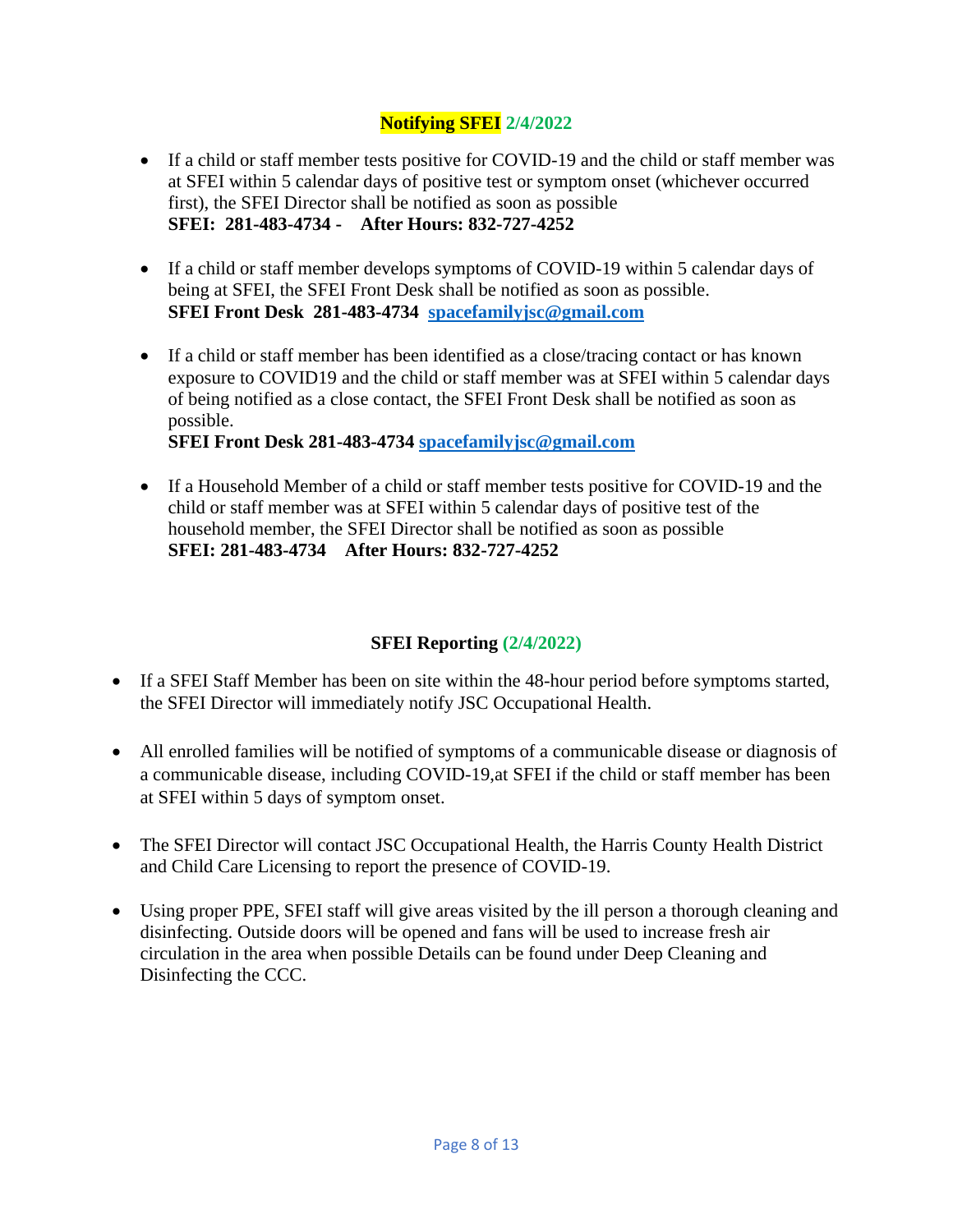## Notifying SFEI 2/4/2022

- If a child or staff member tests positive for COVID-19 and the child or staff member was at SFEI within 5 calendar days of positive test or symptom onset (whichever occurred first), the SFEI Director shall be notified as soon as possible
  **SFEI: 281-483-4734 - After Hours: 832-727-4252**

- If a child or staff member develops symptoms of COVID-19 within 5 calendar days of being at SFEI, the SFEI Front Desk shall be notified as soon as possible.
  **SFEI Front Desk 281-483-4734 spacefamilyjsc@gmail.com**

- If a child or staff member has been identified as a close/tracing contact or has known exposure to COVID19 and the child or staff member was at SFEI within 5 calendar days of being notified as a close contact, the SFEI Front Desk shall be notified as soon as possible.
  **SFEI Front Desk 281-483-4734 spacefamilyjsc@gmail.com**

- If a Household Member of a child or staff member tests positive for COVID-19 and the child or staff member was at SFEI within 5 calendar days of positive test of the household member, the SFEI Director shall be notified as soon as possible
  **SFEI: 281-483-4734 After Hours: 832-727-4252**

## SFEI Reporting (2/4/2022)

- If a SFEI Staff Member has been on site within the 48-hour period before symptoms started, the SFEI Director will immediately notify JSC Occupational Health.

- All enrolled families will be notified of symptoms of a communicable disease or diagnosis of a communicable disease, including COVID-19,at SFEI if the child or staff member has been at SFEI within 5 days of symptom onset.

- The SFEI Director will contact JSC Occupational Health, the Harris County Health District and Child Care Licensing to report the presence of COVID-19.

- Using proper PPE, SFEI staff will give areas visited by the ill person a thorough cleaning and disinfecting. Outside doors will be opened and fans will be used to increase fresh air circulation in the area when possible Details can be found under Deep Cleaning and Disinfecting the CCC.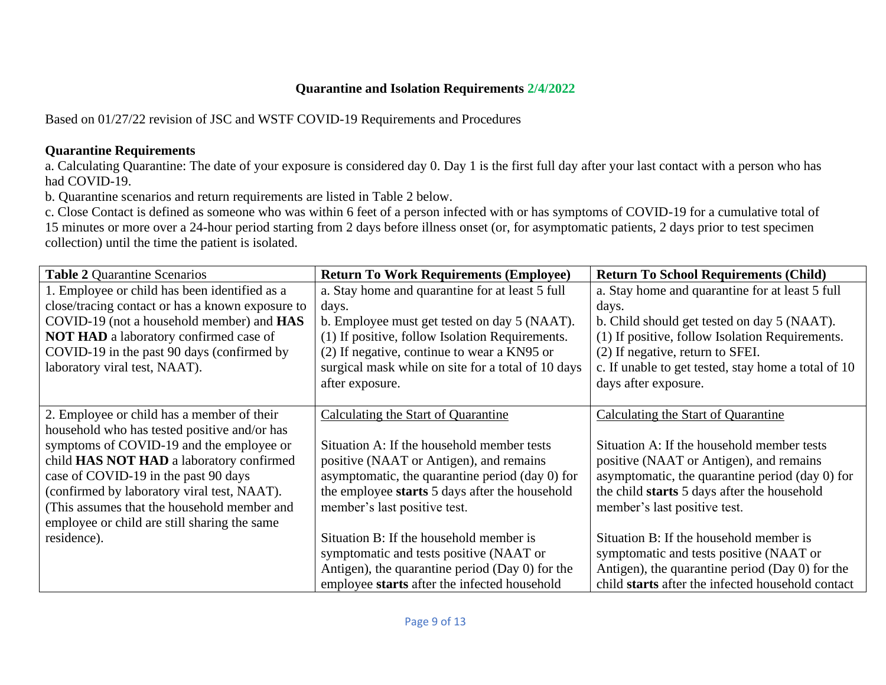**Quarantine and Isolation Requirements 2/4/2022**

Based on 01/27/22 revision of JSC and WSTF COVID-19 Requirements and Procedures

**Quarantine Requirements**

a. Calculating Quarantine: The date of your exposure is considered day 0. Day 1 is the first full day after your last contact with a person who has had COVID-19.

b. Quarantine scenarios and return requirements are listed in Table 2 below.

c. Close Contact is defined as someone who was within 6 feet of a person infected with or has symptoms of COVID-19 for a cumulative total of 15 minutes or more over a 24-hour period starting from 2 days before illness onset (or, for asymptomatic patients, 2 days prior to test specimen collection) until the time the patient is isolated.

| **Table 2** Quarantine Scenarios | **Return To Work Requirements (Employee)** | **Return To School Requirements (Child)** |
|---|---|---|
| 1. Employee or child has been identified as a close/tracing contact or has a known exposure to COVID-19 (not a household member) and **HAS NOT HAD** a laboratory confirmed case of COVID-19 in the past 90 days (confirmed by laboratory viral test, NAAT). | a. Stay home and quarantine for at least 5 full days.<br>b. Employee must get tested on day 5 (NAAT).<br>(1) If positive, follow Isolation Requirements.<br>(2) If negative, continue to wear a KN95 or surgical mask while on site for a total of 10 days after exposure. | a. Stay home and quarantine for at least 5 full days.<br>b. Child should get tested on day 5 (NAAT).<br>(1) If positive, follow Isolation Requirements.<br>(2) If negative, return to SFEI.<br>c. If unable to get tested, stay home a total of 10 days after exposure. |
| 2. Employee or child has a member of their household who has tested positive and/or has symptoms of COVID-19 and the employee or child **HAS NOT HAD** a laboratory confirmed case of COVID-19 in the past 90 days (confirmed by laboratory viral test, NAAT). (This assumes that the household member and employee or child are still sharing the same residence). | Calculating the Start of Quarantine<br><br>Situation A: If the household member tests positive (NAAT or Antigen), and remains asymptomatic, the quarantine period (day 0) for the employee **starts** 5 days after the household member's last positive test.<br><br>Situation B: If the household member is symptomatic and tests positive (NAAT or Antigen), the quarantine period (Day 0) for the employee **starts** after the infected household | Calculating the Start of Quarantine<br><br>Situation A: If the household member tests positive (NAAT or Antigen), and remains asymptomatic, the quarantine period (day 0) for the child **starts** 5 days after the household member's last positive test.<br><br>Situation B: If the household member is symptomatic and tests positive (NAAT or Antigen), the quarantine period (Day 0) for the child **starts** after the infected household contact |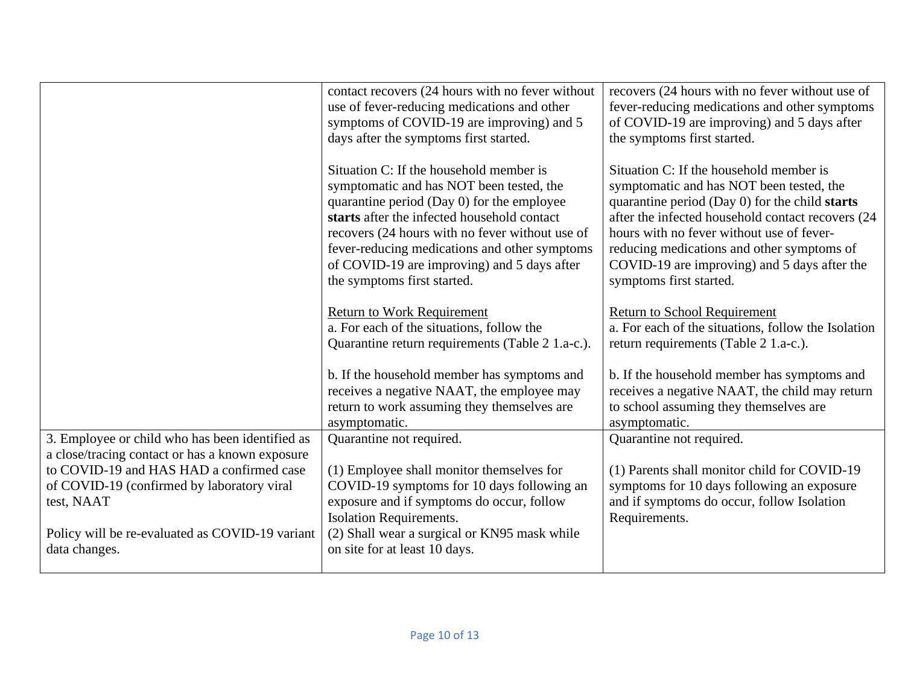| | | |
|---|---|---|
| | contact recovers (24 hours with no fever without use of fever-reducing medications and other symptoms of COVID-19 are improving) and 5 days after the symptoms first started.<br><br>Situation C: If the household member is symptomatic and has NOT been tested, the quarantine period (Day 0) for the employee **starts** after the infected household contact recovers (24 hours with no fever without use of fever-reducing medications and other symptoms of COVID-19 are improving) and 5 days after the symptoms first started.<br><br><u>Return to Work Requirement</u><br>a. For each of the situations, follow the Quarantine return requirements (Table 2 1.a-c.).<br><br>b. If the household member has symptoms and receives a negative NAAT, the employee may return to work assuming they themselves are asymptomatic. | recovers (24 hours with no fever without use of fever-reducing medications and other symptoms of COVID-19 are improving) and 5 days after the symptoms first started.<br><br>Situation C: If the household member is symptomatic and has NOT been tested, the quarantine period (Day 0) for the child **starts** after the infected household contact recovers (24 hours with no fever without use of fever-reducing medications and other symptoms of COVID-19 are improving) and 5 days after the symptoms first started.<br><br><u>Return to School Requirement</u><br>a. For each of the situations, follow the Isolation return requirements (Table 2 1.a-c.).<br><br>b. If the household member has symptoms and receives a negative NAAT, the child may return to school assuming they themselves are asymptomatic. |
| 3. Employee or child who has been identified as a close/tracing contact or has a known exposure to COVID-19 and HAS HAD a confirmed case of COVID-19 (confirmed by laboratory viral test, NAAT<br><br>Policy will be re-evaluated as COVID-19 variant data changes. | Quarantine not required.<br><br>(1) Employee shall monitor themselves for COVID-19 symptoms for 10 days following an exposure and if symptoms do occur, follow Isolation Requirements.<br>(2) Shall wear a surgical or KN95 mask while on site for at least 10 days. | Quarantine not required.<br><br>(1) Parents shall monitor child for COVID-19 symptoms for 10 days following an exposure and if symptoms do occur, follow Isolation Requirements. |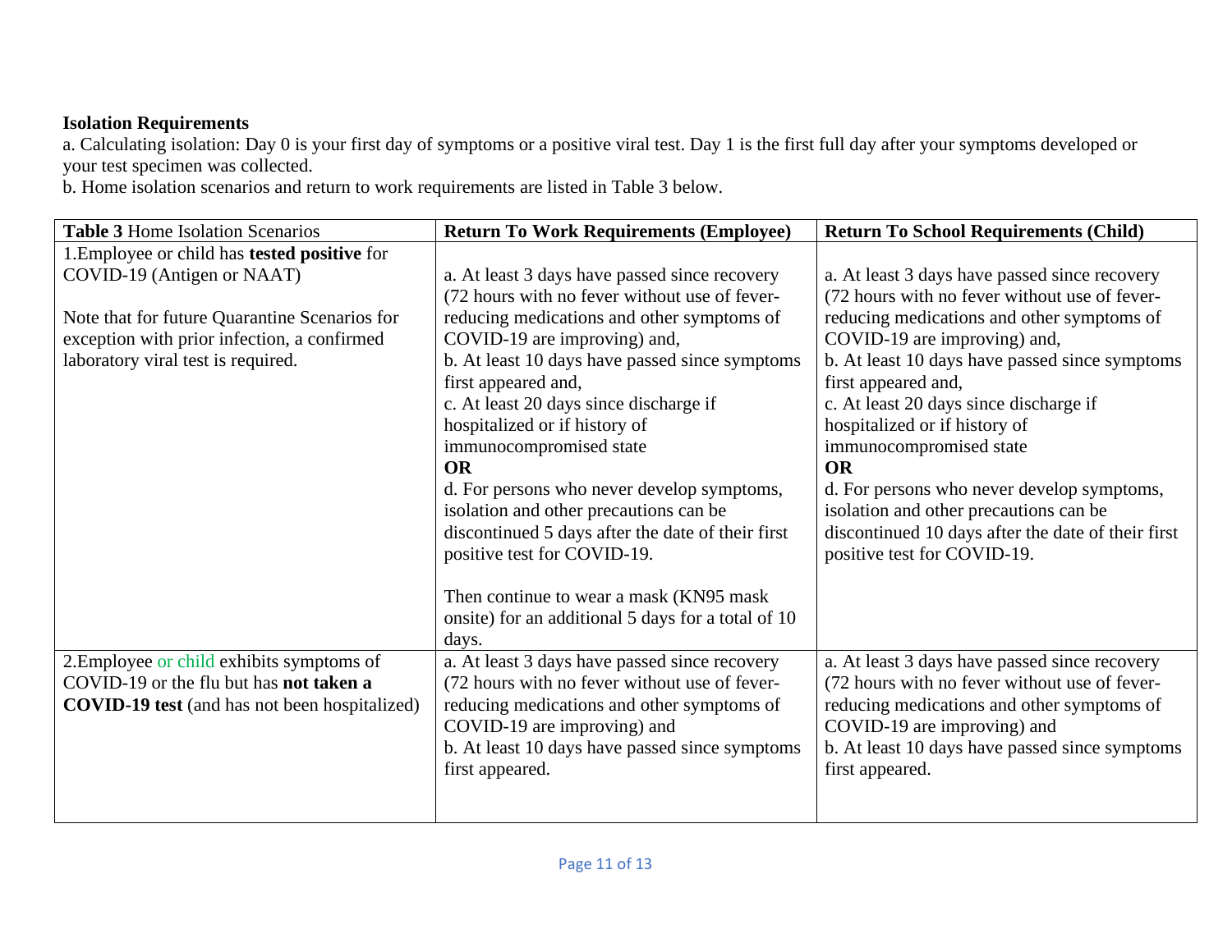**Isolation Requirements**

a. Calculating isolation: Day 0 is your first day of symptoms or a positive viral test. Day 1 is the first full day after your symptoms developed or your test specimen was collected.

b. Home isolation scenarios and return to work requirements are listed in Table 3 below.

| **Table 3** Home Isolation Scenarios | **Return To Work Requirements (Employee)** | **Return To School Requirements (Child)** |
|---|---|---|
| 1.Employee or child has **tested positive** for COVID-19 (Antigen or NAAT)<br><br>Note that for future Quarantine Scenarios for exception with prior infection, a confirmed laboratory viral test is required. | a. At least 3 days have passed since recovery (72 hours with no fever without use of fever-reducing medications and other symptoms of COVID-19 are improving) and,<br>b. At least 10 days have passed since symptoms first appeared and,<br>c. At least 20 days since discharge if hospitalized or if history of immunocompromised state<br>**OR**<br>d. For persons who never develop symptoms, isolation and other precautions can be discontinued 5 days after the date of their first positive test for COVID-19.<br><br>Then continue to wear a mask (KN95 mask onsite) for an additional 5 days for a total of 10 days. | a. At least 3 days have passed since recovery (72 hours with no fever without use of fever-reducing medications and other symptoms of COVID-19 are improving) and,<br>b. At least 10 days have passed since symptoms first appeared and,<br>c. At least 20 days since discharge if hospitalized or if history of immunocompromised state<br>**OR**<br>d. For persons who never develop symptoms, isolation and other precautions can be discontinued 10 days after the date of their first positive test for COVID-19. |
| 2.Employee or child exhibits symptoms of COVID-19 or the flu but has **not taken a COVID-19 test** (and has not been hospitalized) | a. At least 3 days have passed since recovery (72 hours with no fever without use of fever-reducing medications and other symptoms of COVID-19 are improving) and<br>b. At least 10 days have passed since symptoms first appeared. | a. At least 3 days have passed since recovery (72 hours with no fever without use of fever-reducing medications and other symptoms of COVID-19 are improving) and<br>b. At least 10 days have passed since symptoms first appeared. |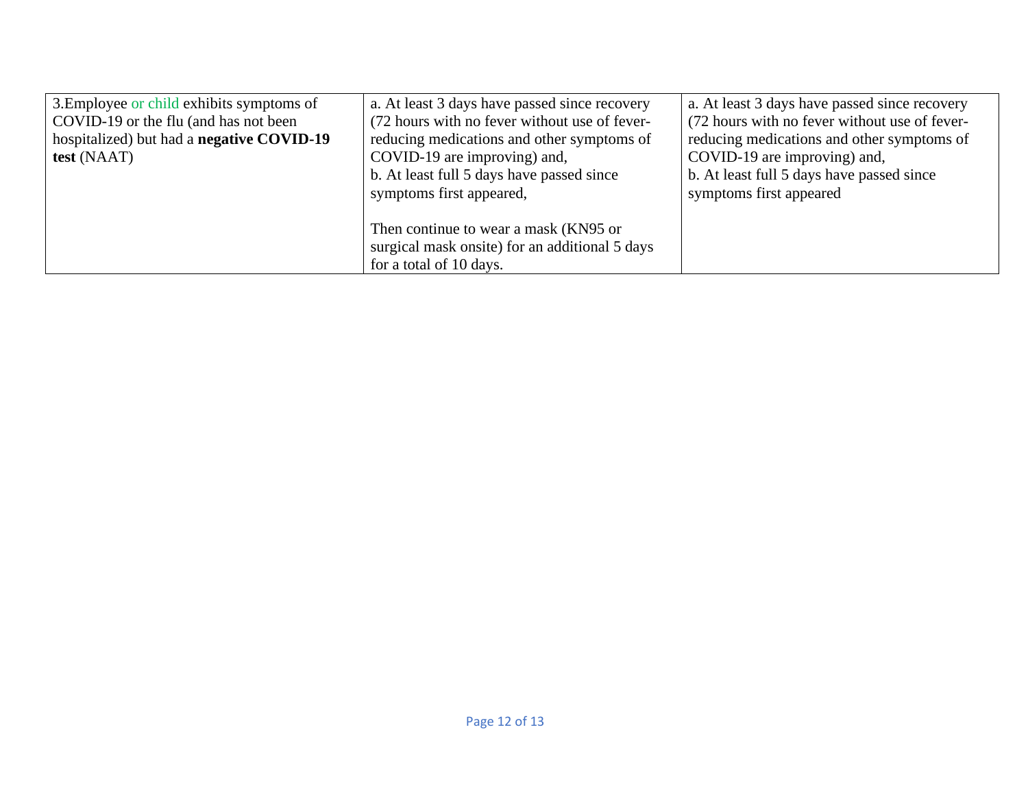| 3.Employee or child exhibits symptoms of COVID-19 or the flu (and has not been hospitalized) but had a **negative COVID-19 test** (NAAT) | a. At least 3 days have passed since recovery (72 hours with no fever without use of fever-reducing medications and other symptoms of COVID-19 are improving) and,<br>b. At least full 5 days have passed since symptoms first appeared,<br><br>Then continue to wear a mask (KN95 or surgical mask onsite) for an additional 5 days for a total of 10 days. | a. At least 3 days have passed since recovery (72 hours with no fever without use of fever-reducing medications and other symptoms of COVID-19 are improving) and,<br>b. At least full 5 days have passed since symptoms first appeared |
|---|---|---|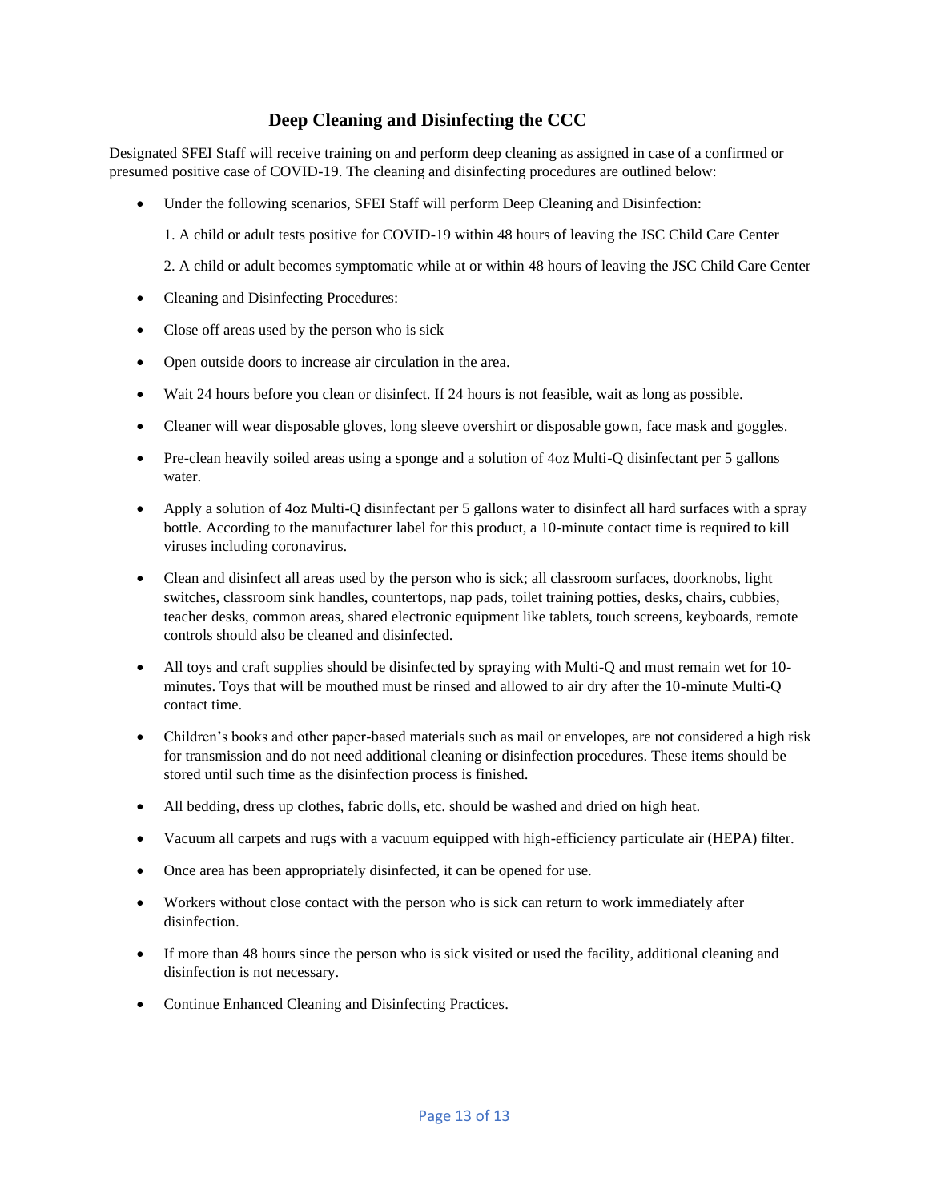### Deep Cleaning and Disinfecting the CCC

Designated SFEI Staff will receive training on and perform deep cleaning as assigned in case of a confirmed or presumed positive case of COVID-19. The cleaning and disinfecting procedures are outlined below:

- Under the following scenarios, SFEI Staff will perform Deep Cleaning and Disinfection:

  1. A child or adult tests positive for COVID-19 within 48 hours of leaving the JSC Child Care Center

  2. A child or adult becomes symptomatic while at or within 48 hours of leaving the JSC Child Care Center

- Cleaning and Disinfecting Procedures:
- Close off areas used by the person who is sick
- Open outside doors to increase air circulation in the area.
- Wait 24 hours before you clean or disinfect. If 24 hours is not feasible, wait as long as possible.
- Cleaner will wear disposable gloves, long sleeve overshirt or disposable gown, face mask and goggles.
- Pre-clean heavily soiled areas using a sponge and a solution of 4oz Multi-Q disinfectant per 5 gallons water.
- Apply a solution of 4oz Multi-Q disinfectant per 5 gallons water to disinfect all hard surfaces with a spray bottle. According to the manufacturer label for this product, a 10-minute contact time is required to kill viruses including coronavirus.
- Clean and disinfect all areas used by the person who is sick; all classroom surfaces, doorknobs, light switches, classroom sink handles, countertops, nap pads, toilet training potties, desks, chairs, cubbies, teacher desks, common areas, shared electronic equipment like tablets, touch screens, keyboards, remote controls should also be cleaned and disinfected.
- All toys and craft supplies should be disinfected by spraying with Multi-Q and must remain wet for 10-minutes. Toys that will be mouthed must be rinsed and allowed to air dry after the 10-minute Multi-Q contact time.
- Children's books and other paper-based materials such as mail or envelopes, are not considered a high risk for transmission and do not need additional cleaning or disinfection procedures. These items should be stored until such time as the disinfection process is finished.
- All bedding, dress up clothes, fabric dolls, etc. should be washed and dried on high heat.
- Vacuum all carpets and rugs with a vacuum equipped with high-efficiency particulate air (HEPA) filter.
- Once area has been appropriately disinfected, it can be opened for use.
- Workers without close contact with the person who is sick can return to work immediately after disinfection.
- If more than 48 hours since the person who is sick visited or used the facility, additional cleaning and disinfection is not necessary.
- Continue Enhanced Cleaning and Disinfecting Practices.